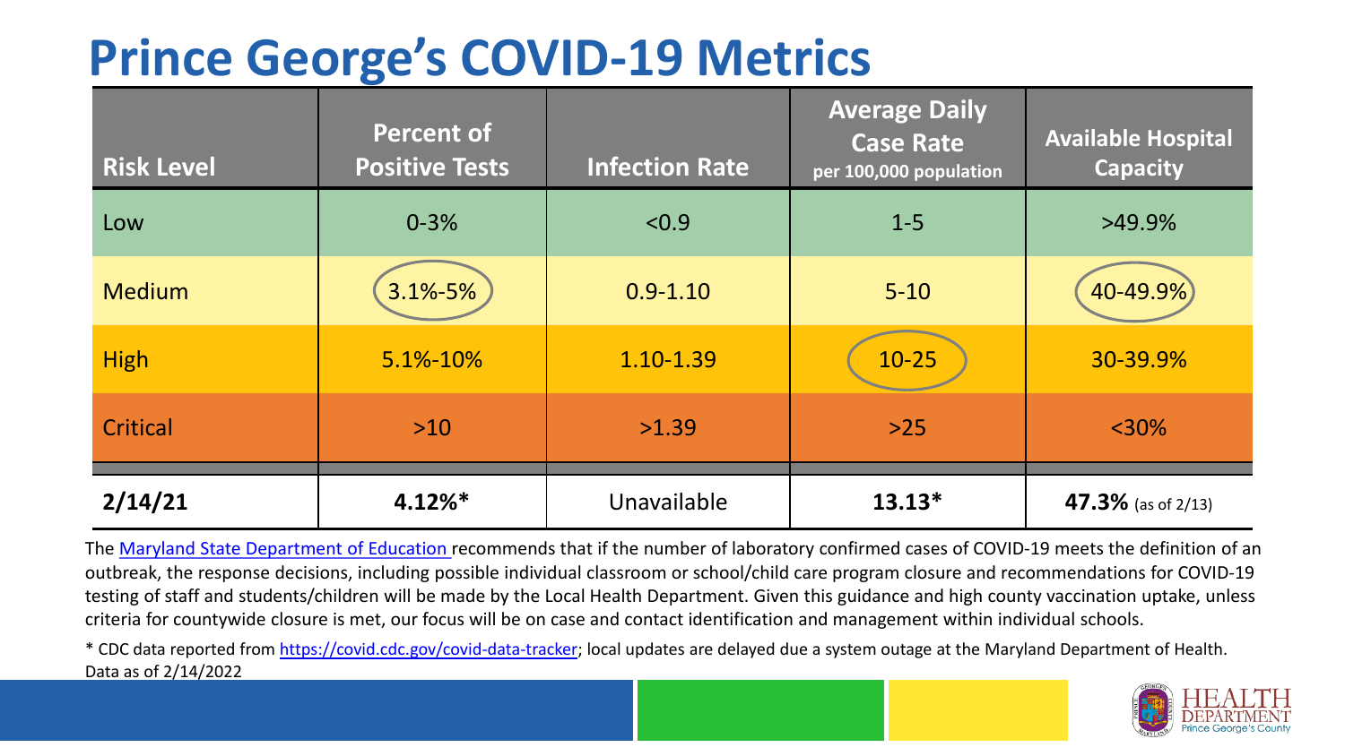# Prince George's COVID-19 Metrics

| Risk Level | Percent of Positive Tests | Infection Rate | Average Daily Case Rate per 100,000 population | Available Hospital Capacity |
|---|---|---|---|---|
| Low | 0-3% | <0.9 | 1-5 | >49.9% |
| Medium | 3.1%-5% | 0.9-1.10 | 5-10 | 40-49.9% |
| High | 5.1%-10% | 1.10-1.39 | 10-25 | 30-39.9% |
| Critical | >10 | >1.39 | >25 | <30% |
| **2/14/21** | **4.12%*** | Unavailable | **13.13*** | **47.3%** (as of 2/13) |

The Maryland State Department of Education recommends that if the number of laboratory confirmed cases of COVID-19 meets the definition of an outbreak, the response decisions, including possible individual classroom or school/child care program closure and recommendations for COVID-19 testing of staff and students/children will be made by the Local Health Department. Given this guidance and high county vaccination uptake, unless criteria for countywide closure is met, our focus will be on case and contact identification and management within individual schools.

* CDC data reported from https://covid.cdc.gov/covid-data-tracker; local updates are delayed due a system outage at the Maryland Department of Health. Data as of 2/14/2022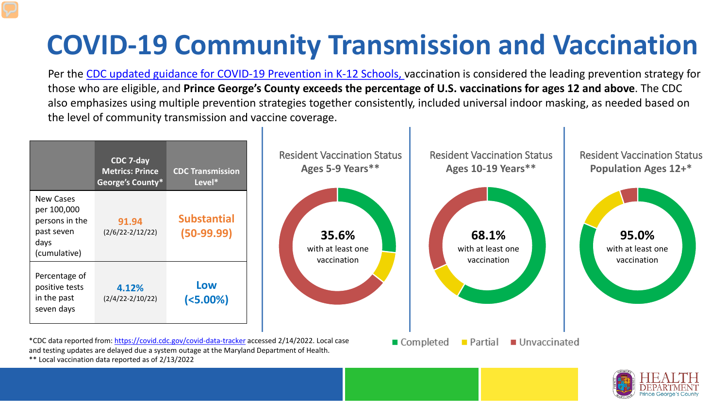# COVID-19 Community Transmission and Vaccination

Per the [CDC updated guidance for COVID-19 Prevention in K-12 Schools,](#) vaccination is considered the leading prevention strategy for those who are eligible, and **Prince George's County exceeds the percentage of U.S. vaccinations for ages 12 and above**. The CDC also emphasizes using multiple prevention strategies together consistently, included universal indoor masking, as needed based on the level of community transmission and vaccine coverage.

| | CDC 7-day Metrics: Prince George's County* | CDC Transmission Level* |
|---|---|---|
| New Cases per 100,000 persons in the past seven days (cumulative) | **91.94** (2/6/22-2/12/22) | **Substantial (50-99.99)** |
| Percentage of positive tests in the past seven days | **4.12%** (2/4/22-2/10/22) | **Low (<5.00%)** |

Resident Vaccination Status Ages 5-9 Years**

**35.6%** with at least one vaccination

Resident Vaccination Status Ages 10-19 Years**

**68.1%** with at least one vaccination

Resident Vaccination Status Population Ages 12+*

**95.0%** with at least one vaccination

■ Completed ■ Partial ■ Unvaccinated

*CDC data reported from: https://covid.cdc.gov/covid-data-tracker accessed 2/14/2022. Local case and testing updates are delayed due a system outage at the Maryland Department of Health.

** Local vaccination data reported as of 2/13/2022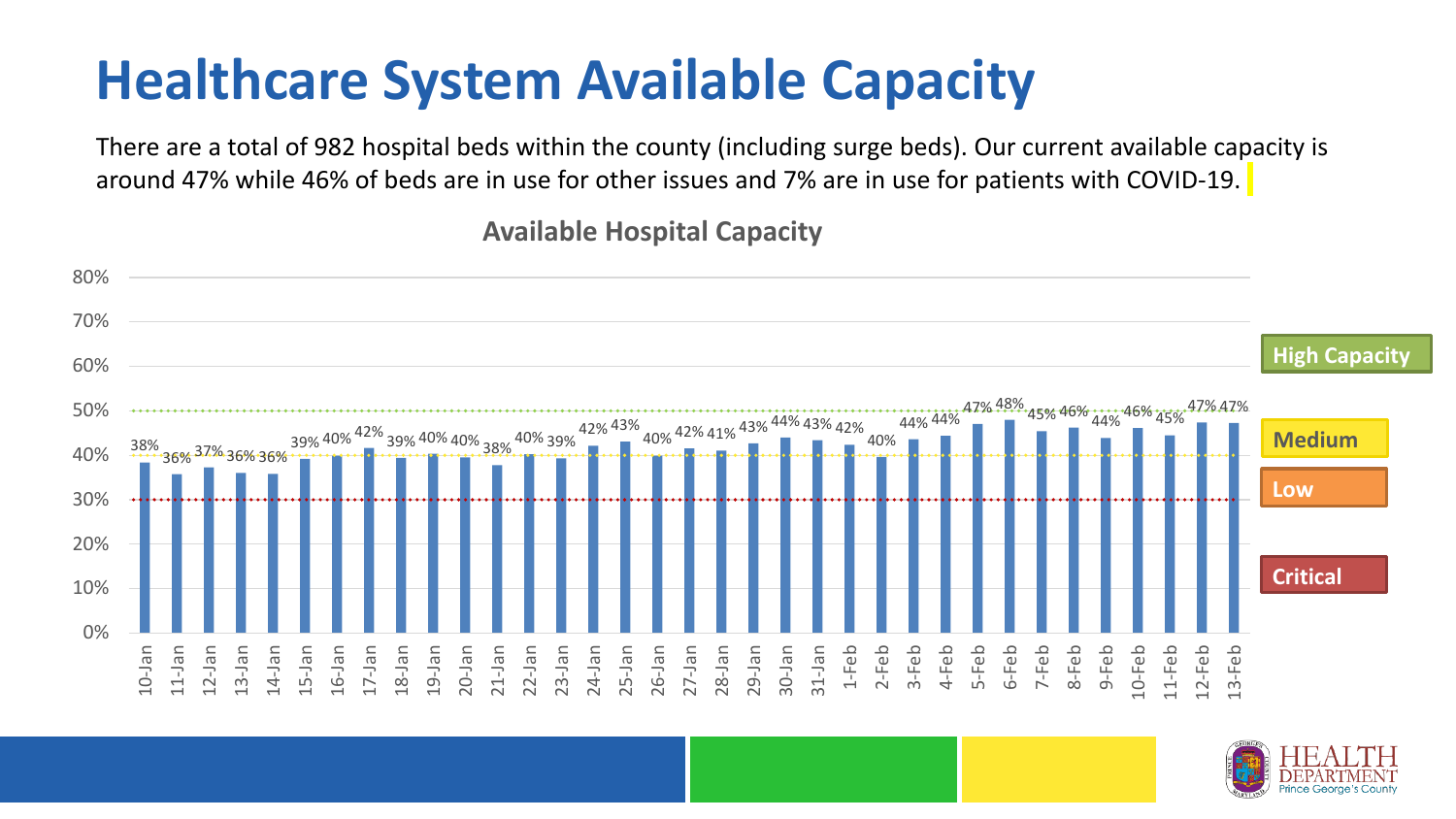# Healthcare System Available Capacity

There are a total of 982 hospital beds within the county (including surge beds). Our current available capacity is around 47% while 46% of beds are in use for other issues and 7% are in use for patients with COVID-19.

**Available Hospital Capacity**

80%
70%
60%
50%
40%
30%
20%
10%
0%

38% 36% 37% 36% 36% 39% 40% 42% 39% 40% 40% 38% 40% 39% 42% 43% 40% 42% 41% 43% 44% 43% 42% 40% 44% 44% 47% 48% 45% 46% 44% 46% 45% 47% 47%

10-Jan 11-Jan 12-Jan 13-Jan 14-Jan 15-Jan 16-Jan 17-Jan 18-Jan 19-Jan 20-Jan 21-Jan 22-Jan 23-Jan 24-Jan 25-Jan 26-Jan 27-Jan 28-Jan 29-Jan 30-Jan 31-Jan 1-Feb 2-Feb 3-Feb 4-Feb 5-Feb 6-Feb 7-Feb 8-Feb 9-Feb 10-Feb 11-Feb 12-Feb 13-Feb

High Capacity

Medium

Low

Critical

HEALTH DEPARTMENT
Prince George's County